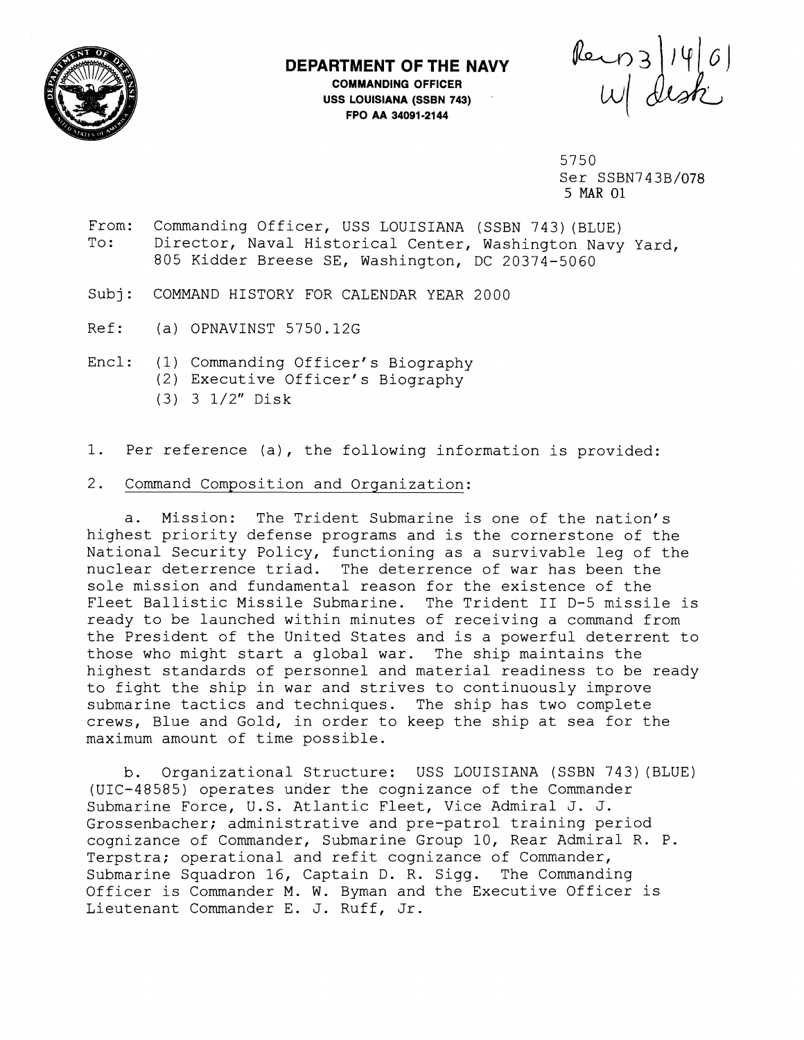# DEPARTMENT OF THE NAVY

**COMMANDING OFFICER**
**USS LOUISIANA (SSBN 743)**
**FPO AA 34091-2144**

Rec'd 3/14/01
w/ disk

5750
Ser SSBN743B/078
5 MAR 01

From: Commanding Officer, USS LOUISIANA (SSBN 743)(BLUE)
To: Director, Naval Historical Center, Washington Navy Yard, 805 Kidder Breese SE, Washington, DC 20374-5060

Subj: COMMAND HISTORY FOR CALENDAR YEAR 2000

Ref: (a) OPNAVINST 5750.12G

Encl: (1) Commanding Officer's Biography
(2) Executive Officer's Biography
(3) 3 1/2" Disk

1. Per reference (a), the following information is provided:

2. Command Composition and Organization:

a. Mission: The Trident Submarine is one of the nation's highest priority defense programs and is the cornerstone of the National Security Policy, functioning as a survivable leg of the nuclear deterrence triad. The deterrence of war has been the sole mission and fundamental reason for the existence of the Fleet Ballistic Missile Submarine. The Trident II D-5 missile is ready to be launched within minutes of receiving a command from the President of the United States and is a powerful deterrent to those who might start a global war. The ship maintains the highest standards of personnel and material readiness to be ready to fight the ship in war and strives to continuously improve submarine tactics and techniques. The ship has two complete crews, Blue and Gold, in order to keep the ship at sea for the maximum amount of time possible.

b. Organizational Structure: USS LOUISIANA (SSBN 743)(BLUE) (UIC-48585) operates under the cognizance of the Commander Submarine Force, U.S. Atlantic Fleet, Vice Admiral J. J. Grossenbacher; administrative and pre-patrol training period cognizance of Commander, Submarine Group 10, Rear Admiral R. P. Terpstra; operational and refit cognizance of Commander, Submarine Squadron 16, Captain D. R. Sigg. The Commanding Officer is Commander M. W. Byman and the Executive Officer is Lieutenant Commander E. J. Ruff, Jr.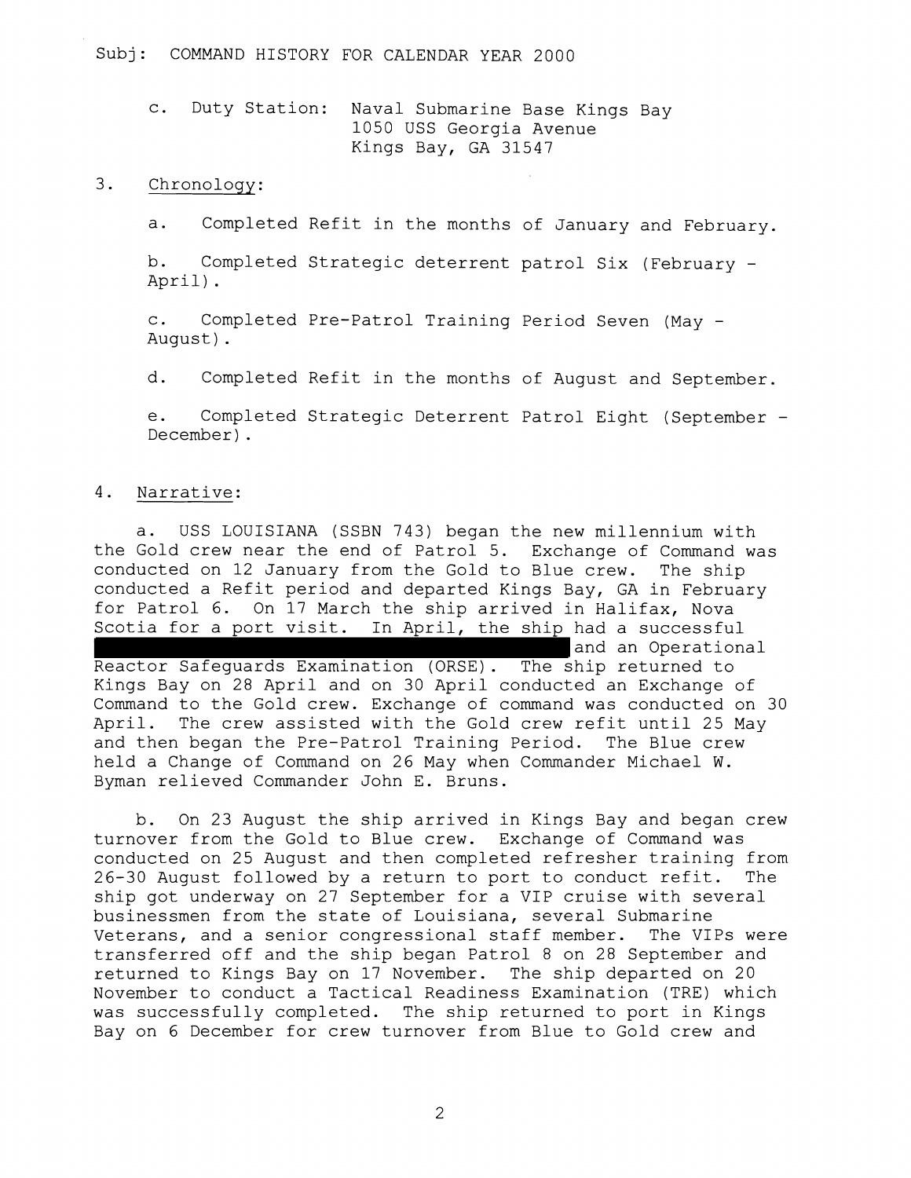Subj: COMMAND HISTORY FOR CALENDAR YEAR 2000

c. Duty Station: Naval Submarine Base Kings Bay
1050 USS Georgia Avenue
Kings Bay, GA 31547

3. Chronology:

a. Completed Refit in the months of January and February.

b. Completed Strategic deterrent patrol Six (February - April).

c. Completed Pre-Patrol Training Period Seven (May - August).

d. Completed Refit in the months of August and September.

e. Completed Strategic Deterrent Patrol Eight (September - December).

4. Narrative:

a. USS LOUISIANA (SSBN 743) began the new millennium with the Gold crew near the end of Patrol 5. Exchange of Command was conducted on 12 January from the Gold to Blue crew. The ship conducted a Refit period and departed Kings Bay, GA in February for Patrol 6. On 17 March the ship arrived in Halifax, Nova Scotia for a port visit. In April, the ship had a successful [REDACTED] and an Operational Reactor Safeguards Examination (ORSE). The ship returned to Kings Bay on 28 April and on 30 April conducted an Exchange of Command to the Gold crew. Exchange of command was conducted on 30 April. The crew assisted with the Gold crew refit until 25 May and then began the Pre-Patrol Training Period. The Blue crew held a Change of Command on 26 May when Commander Michael W. Byman relieved Commander John E. Bruns.

b. On 23 August the ship arrived in Kings Bay and began crew turnover from the Gold to Blue crew. Exchange of Command was conducted on 25 August and then completed refresher training from 26-30 August followed by a return to port to conduct refit. The ship got underway on 27 September for a VIP cruise with several businessmen from the state of Louisiana, several Submarine Veterans, and a senior congressional staff member. The VIPs were transferred off and the ship began Patrol 8 on 28 September and returned to Kings Bay on 17 November. The ship departed on 20 November to conduct a Tactical Readiness Examination (TRE) which was successfully completed. The ship returned to port in Kings Bay on 6 December for crew turnover from Blue to Gold crew and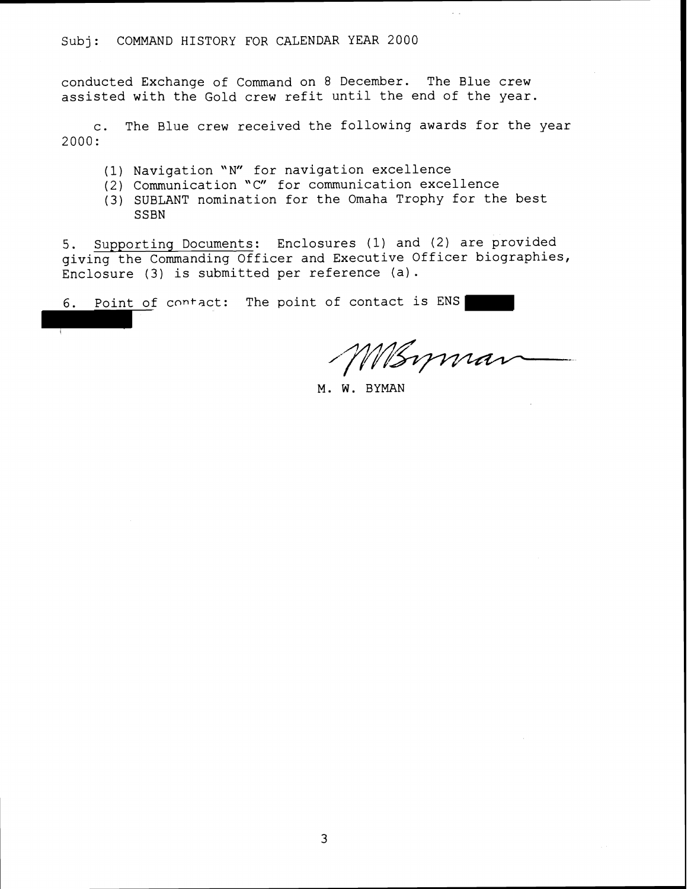Subj: COMMAND HISTORY FOR CALENDAR YEAR 2000

conducted Exchange of Command on 8 December. The Blue crew assisted with the Gold crew refit until the end of the year.

c. The Blue crew received the following awards for the year 2000:

(1) Navigation "N" for navigation excellence
(2) Communication "C" for communication excellence
(3) SUBLANT nomination for the Omaha Trophy for the best SSBN

5. Supporting Documents: Enclosures (1) and (2) are provided giving the Commanding Officer and Executive Officer biographies, Enclosure (3) is submitted per reference (a).

6. Point of contact: The point of contact is ENS

MWByman

M. W. BYMAN